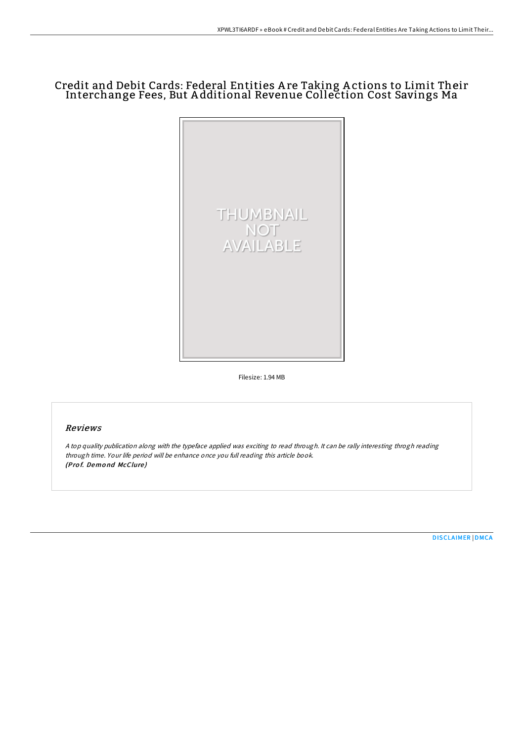# Credit and Debit Cards: Federal Entities Are Taking Actions to Limit Their Interchange Fees, But Additional Revenue Collection Cost Savings Ma

THUMBNAIL
NOT
AVAILABLE

Filesize: 1.94 MB

## *Reviews*

*A top quality publication along with the typeface applied was exciting to read through. It can be rally interesting throgh reading through time. Your life period will be enhance once you full reading this article book.*
***(Prof. Demond McClure)***

DISCLAIMER | DMCA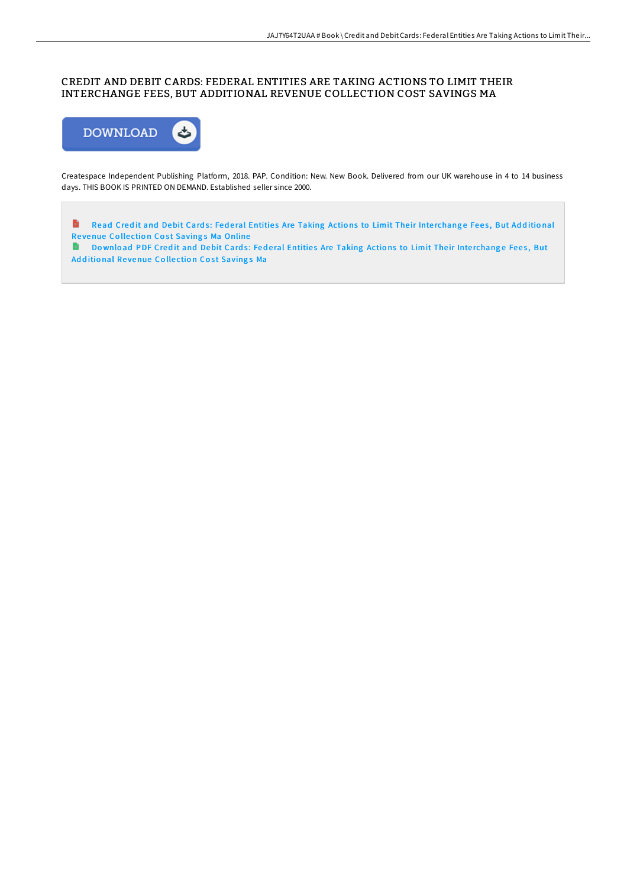# CREDIT AND DEBIT CARDS: FEDERAL ENTITIES ARE TAKING ACTIONS TO LIMIT THEIR INTERCHANGE FEES, BUT ADDITIONAL REVENUE COLLECTION COST SAVINGS MA

DOWNLOAD

Createspace Independent Publishing Platform, 2018. PAP. Condition: New. New Book. Delivered from our UK warehouse in 4 to 14 business days. THIS BOOK IS PRINTED ON DEMAND. Established seller since 2000.

Read Credit and Debit Cards: Federal Entities Are Taking Actions to Limit Their Interchange Fees, But Additional Revenue Collection Cost Savings Ma Online

Download PDF Credit and Debit Cards: Federal Entities Are Taking Actions to Limit Their Interchange Fees, But Additional Revenue Collection Cost Savings Ma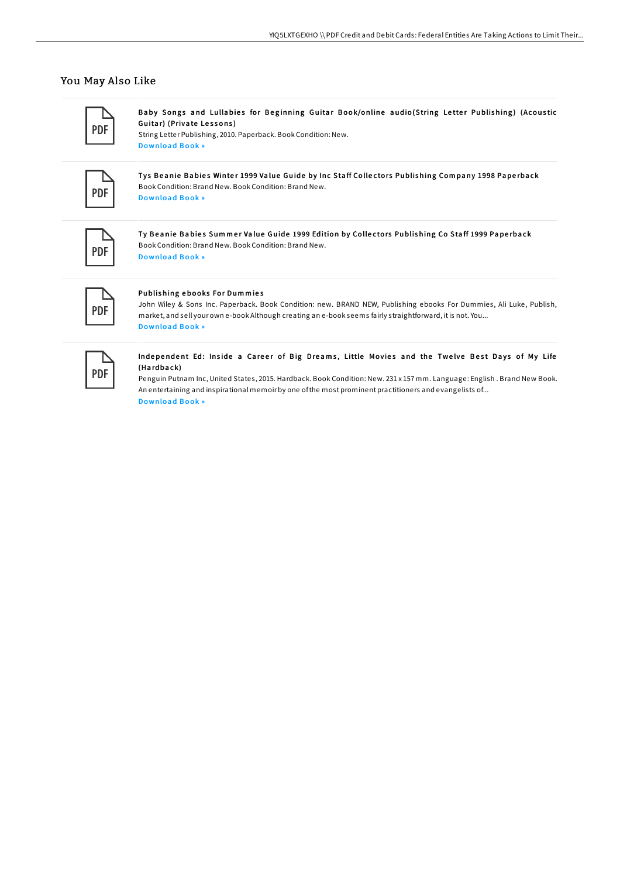## You May Also Like

**Baby Songs and Lullabies for Beginning Guitar Book/online audio(String Letter Publishing) (Acoustic Guitar) (Private Lessons)**
String Letter Publishing, 2010. Paperback. Book Condition: New.
Download Book »

**Tys Beanie Babies Winter 1999 Value Guide by Inc Staff Collectors Publishing Company 1998 Paperback**
Book Condition: Brand New. Book Condition: Brand New.
Download Book »

**Ty Beanie Babies Summer Value Guide 1999 Edition by Collectors Publishing Co Staff 1999 Paperback**
Book Condition: Brand New. Book Condition: Brand New.
Download Book »

**Publishing ebooks For Dummies**
John Wiley & Sons Inc. Paperback. Book Condition: new. BRAND NEW, Publishing ebooks For Dummies, Ali Luke, Publish, market, and sell your own e-book Although creating an e-book seems fairly straightforward, it is not. You...
Download Book »

**Independent Ed: Inside a Career of Big Dreams, Little Movies and the Twelve Best Days of My Life (Hardback)**
Penguin Putnam Inc, United States, 2015. Hardback. Book Condition: New. 231 x 157 mm. Language: English . Brand New Book. An entertaining and inspirational memoir by one of the most prominent practitioners and evangelists of...
Download Book »